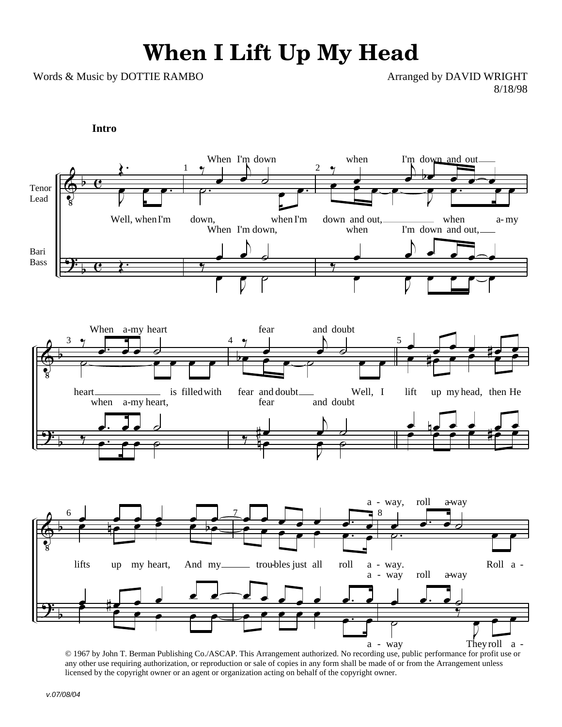# When I Lift Up My Head

Words & Music by DOTTIE RAMBO

Arranged by DAVID WRIGHT
8/18/98

**Intro**

© 1967 by John T. Berman Publishing Co./ASCAP. This Arrangement authorized. No recording use, public performance for profit use or any other use requiring authorization, or reproduction or sale of copies in any form shall be made of or from the Arrangement unless licensed by the copyright owner or an agent or organization acting on behalf of the copyright owner.

*v.07/08/04*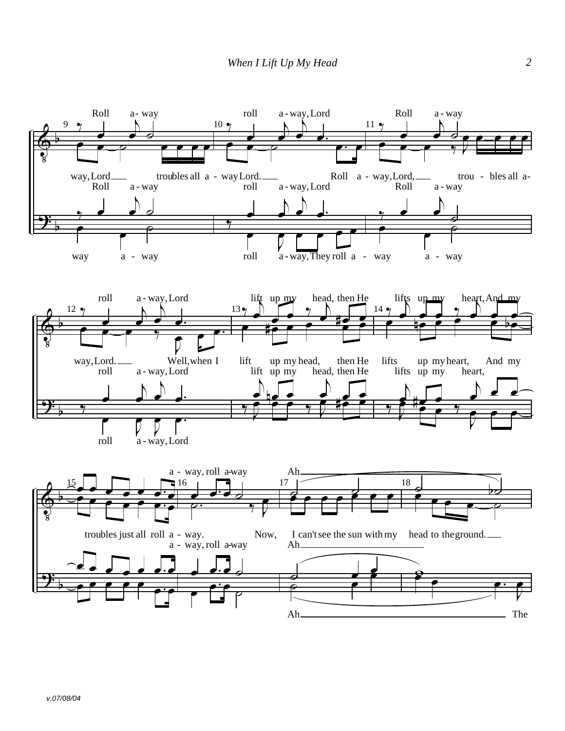Roll a- way roll a - way, Lord Roll a - way

way, Lord troubles all a - way Lord. Roll a - way, Lord, trou - bles all a-

Roll a - way roll a - way, Lord Roll a - way

way a - way roll a - way, They roll a - way a - way

roll a - way, Lord lift up my head, then He lifts up my heart, And my

way, Lord. Well, when I lift up my head, then He lifts up my heart, And my

roll a - way, Lord lift up my head, then He lifts up my heart,

roll a - way, Lord

a - way, roll a-way Ah

troubles just all roll a - way. Now, I can't see the sun with my head to the ground.

a - way, roll a-way Ah

Ah The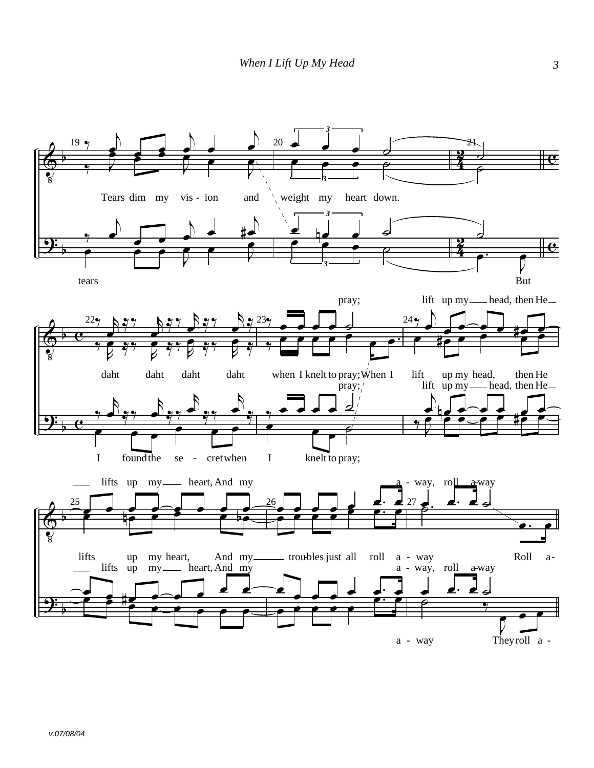Tears dim my vis - ion and weight my heart down.

tears But

pray; lift up my head, then He

daht daht daht daht when I knelt to pray; When I lift up my head, then He

pray; lift up my head, then He

I found the se - cret when I knelt to pray;

lifts up my heart, And my a - way, roll a-way

lifts up my heart, And my trou-bles just all roll a - way Roll a-

lifts up my heart, And my a - way, roll a-way

a - way They roll a -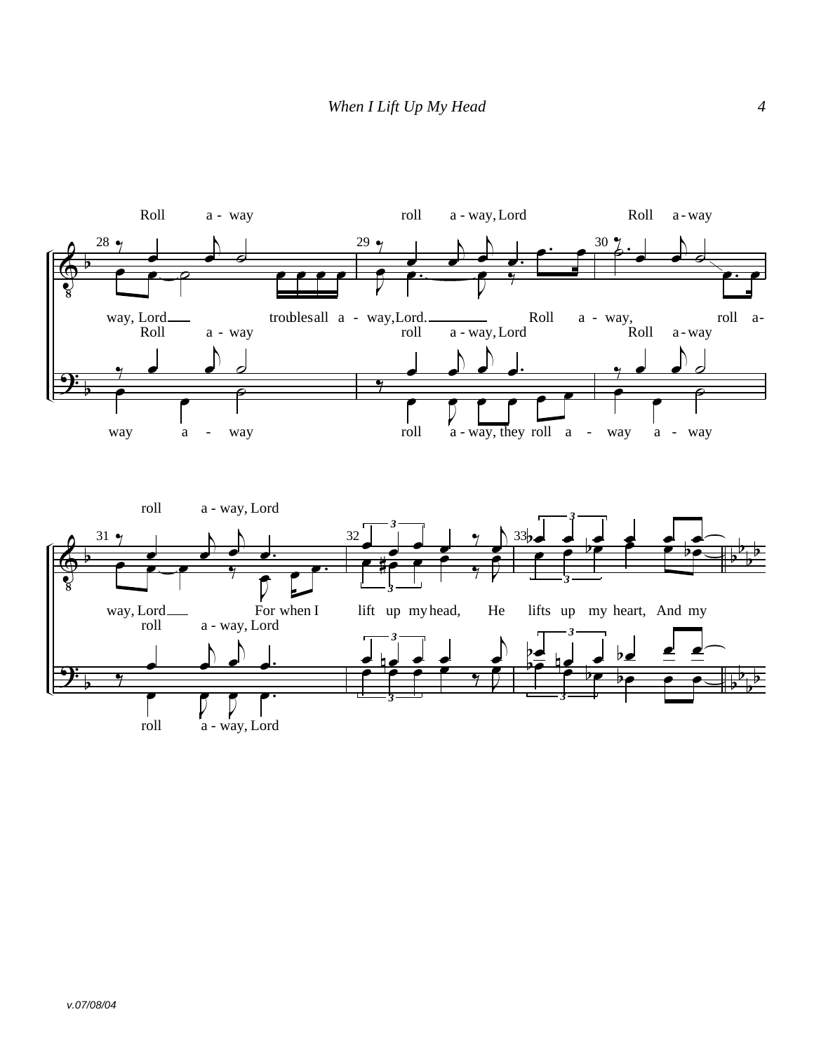28 29 30

Roll a - way roll a - way, Lord Roll a - way

way, Lord___ troubles all a - way, Lord.___ Roll a - way, roll a-

Roll a - way roll a - way, Lord Roll a - way

way a - way roll a - way, they roll a - way a - way

31 32 33

roll a - way, Lord

way, Lord___ For when I lift up my head, He lifts up my heart, And my

roll a - way, Lord

roll a - way, Lord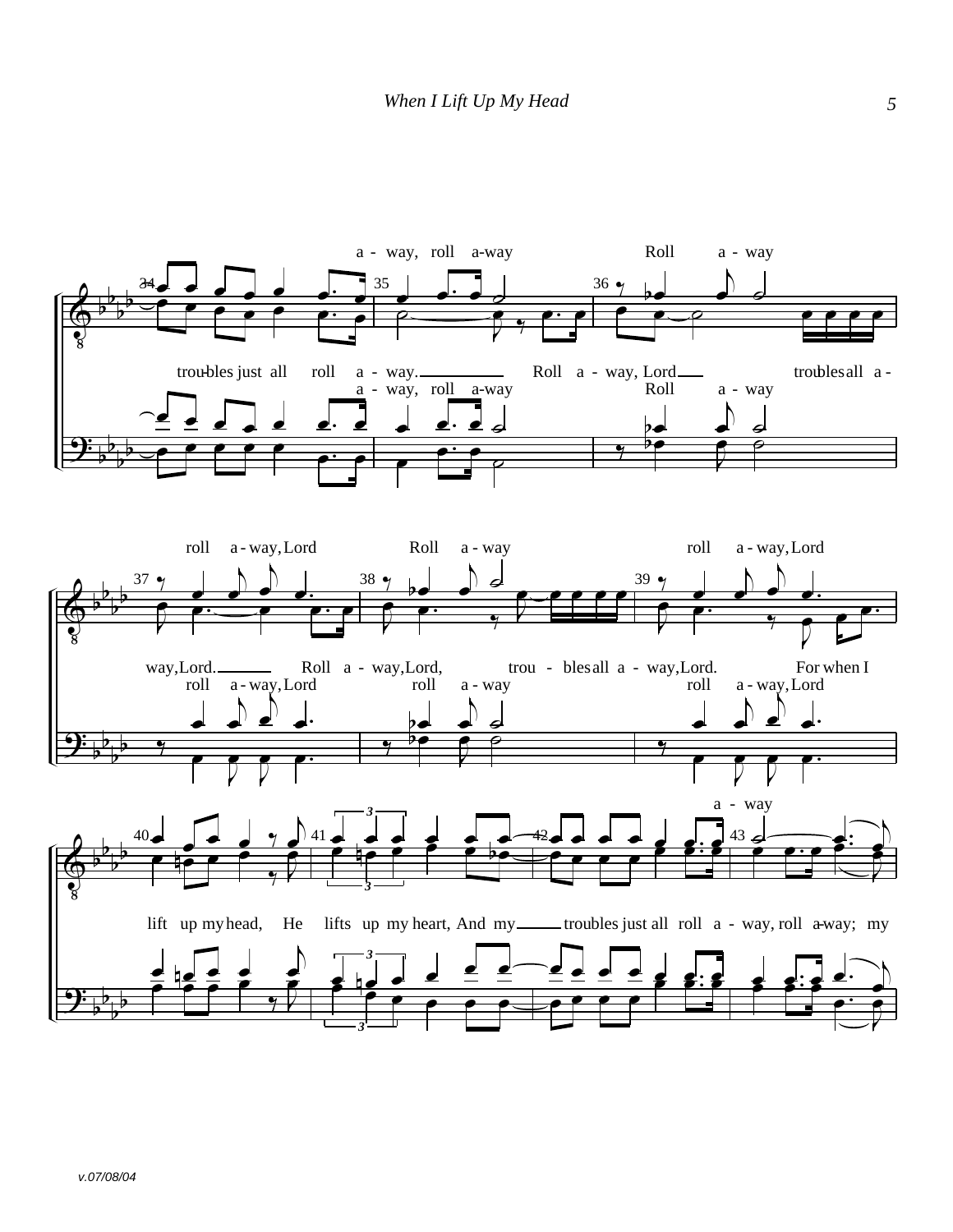a - way, roll a-way Roll a - way

trou-bles just all roll a - way. Roll a - way, Lord troubles all a -

a - way, roll a-way Roll a - way

roll a - way, Lord Roll a - way roll a - way, Lord

way, Lord. Roll a - way, Lord, trou - bles all a - way, Lord. For when I

roll a - way, Lord roll a - way roll a - way, Lord

a - way

lift up my head, He lifts up my heart, And my troubles just all roll a - way, roll a-way; my

v.07/08/04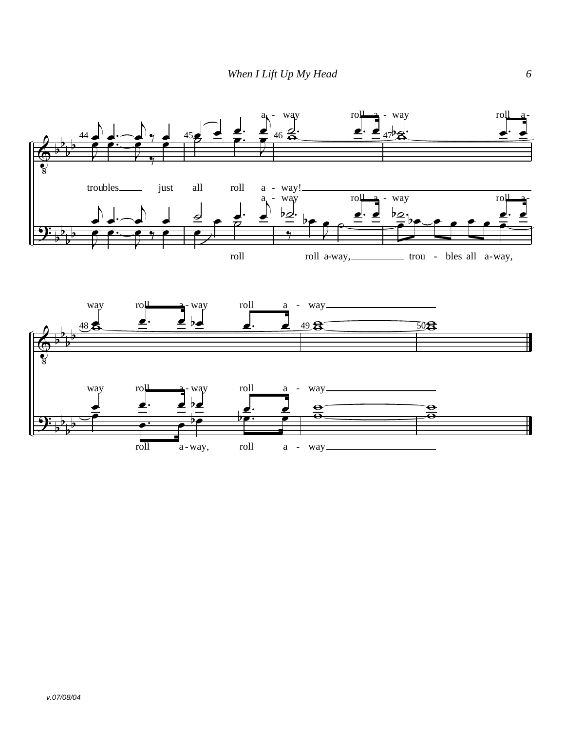a - way roll a - way roll a-

troubles just all roll a - way!

a - way roll a - way roll a-

roll roll a-way, trou - bles all a-way,

way roll a-way roll a - way

way roll a-way roll a - way

roll a-way, roll a - way

v.07/08/04